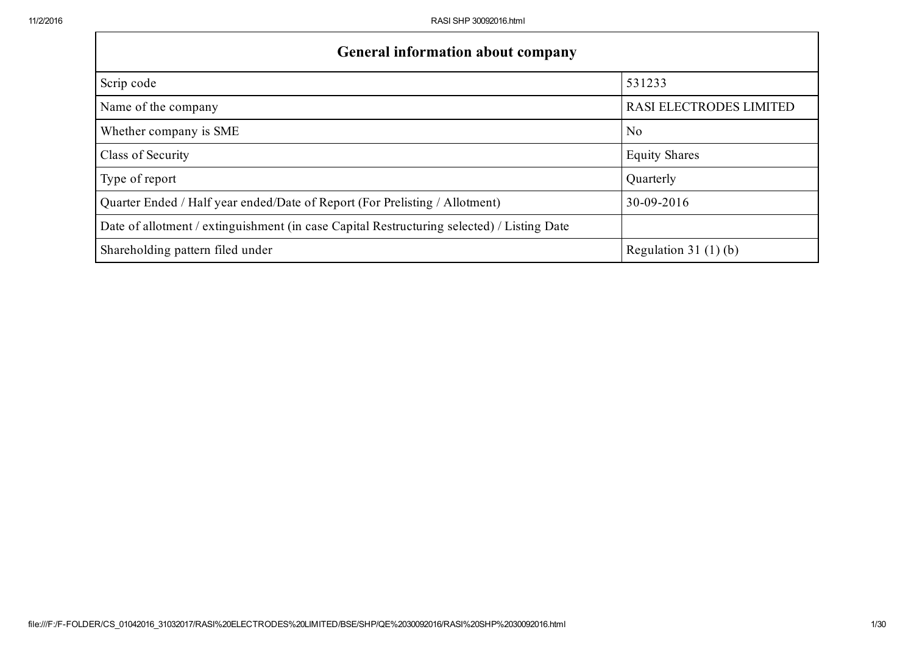| General information about company | |
|---|---|
| Scrip code | 531233 |
| Name of the company | RASI ELECTRODES LIMITED |
| Whether company is SME | No |
| Class of Security | Equity Shares |
| Type of report | Quarterly |
| Quarter Ended / Half year ended/Date of Report (For Prelisting / Allotment) | 30-09-2016 |
| Date of allotment / extinguishment (in case Capital Restructuring selected) / Listing Date | |
| Shareholding pattern filed under | Regulation 31 (1) (b) |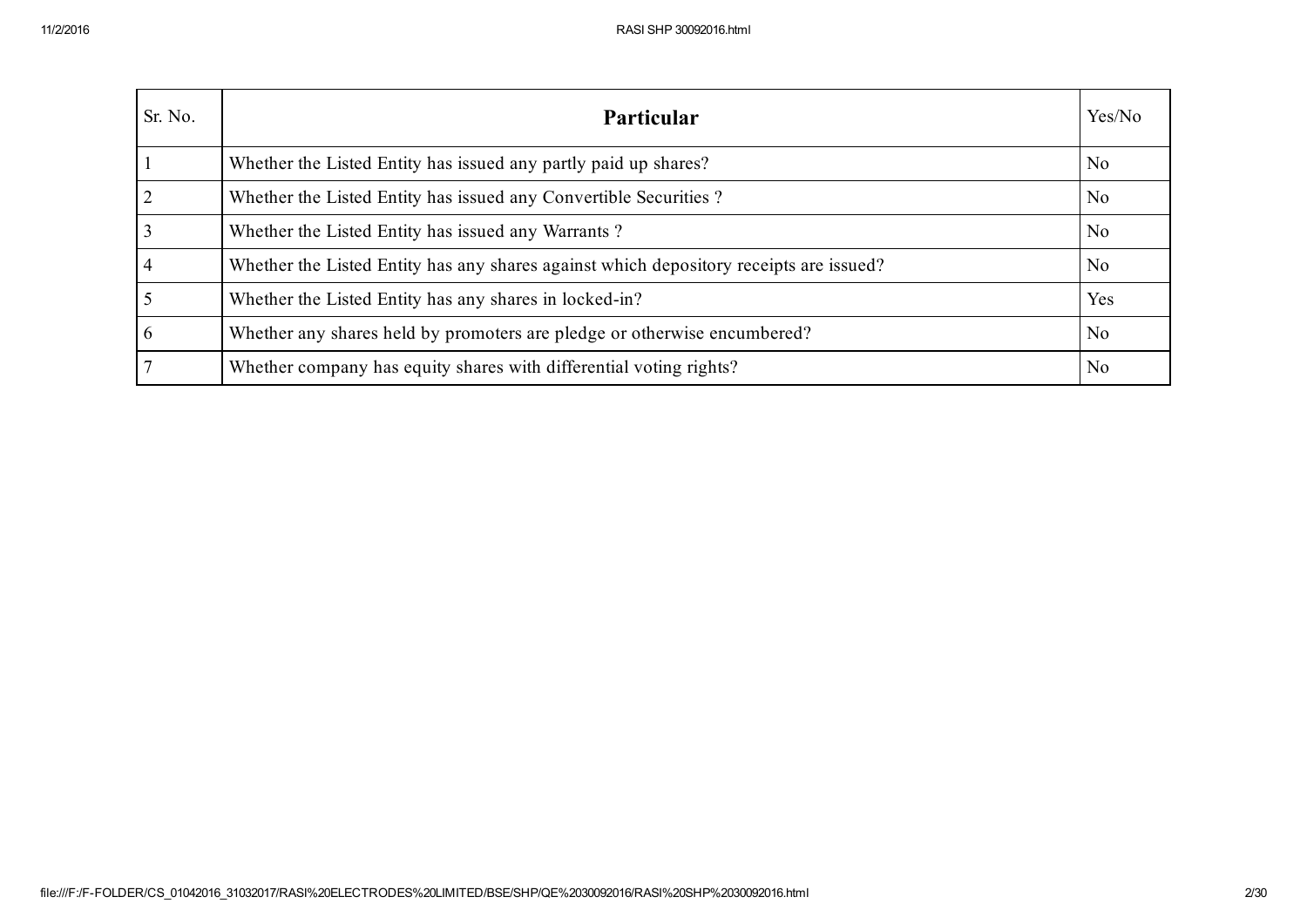| Sr. No. | Particular | Yes/No |
|---|---|---|
| 1 | Whether the Listed Entity has issued any partly paid up shares? | No |
| 2 | Whether the Listed Entity has issued any Convertible Securities ? | No |
| 3 | Whether the Listed Entity has issued any Warrants ? | No |
| 4 | Whether the Listed Entity has any shares against which depository receipts are issued? | No |
| 5 | Whether the Listed Entity has any shares in locked-in? | Yes |
| 6 | Whether any shares held by promoters are pledge or otherwise encumbered? | No |
| 7 | Whether company has equity shares with differential voting rights? | No |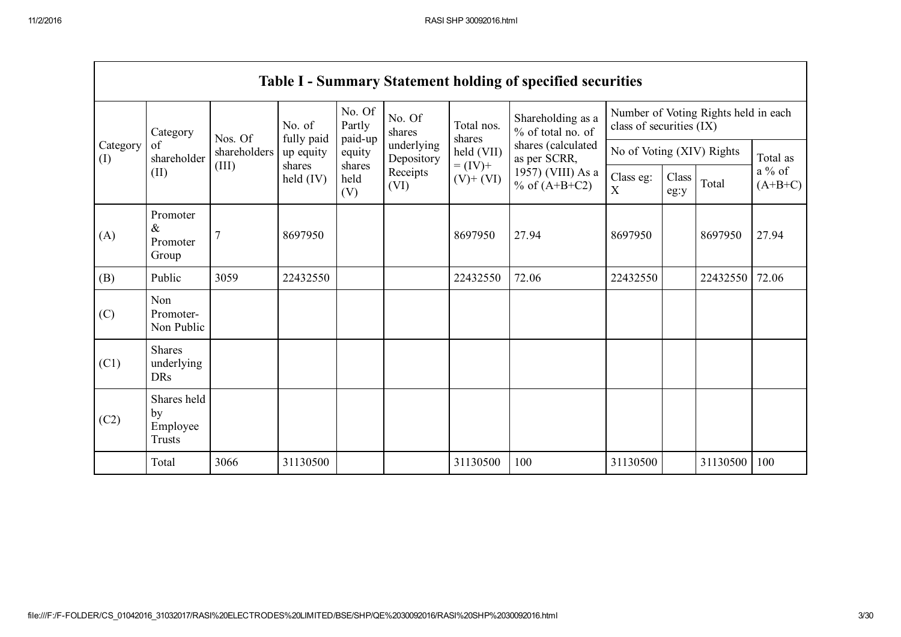## Table I - Summary Statement holding of specified securities

| Category (I) | Category of shareholder (II) | Nos. Of shareholders (III) | No. of fully paid up equity shares held (IV) | No. Of Partly paid-up equity shares held (V) | No. Of shares underlying Depository Receipts (VI) | Total nos. shares held (VII) = (IV)+ (V)+ (VI) | Shareholding as a % of total no. of shares (calculated as per SCRR, 1957) (VIII) As a % of (A+B+C2) | Number of Voting Rights held in each class of securities (IX) | | | |
|---|---|---|---|---|---|---|---|---|---|---|---|
| | | | | | | | | No of Voting (XIV) Rights | | | Total as a % of (A+B+C) |
| | | | | | | | | Class eg: X | Class eg:y | Total | |
| (A) | Promoter & Promoter Group | 7 | 8697950 | | | 8697950 | 27.94 | 8697950 | | 8697950 | 27.94 |
| (B) | Public | 3059 | 22432550 | | | 22432550 | 72.06 | 22432550 | | 22432550 | 72.06 |
| (C) | Non Promoter- Non Public | | | | | | | | | | |
| (C1) | Shares underlying DRs | | | | | | | | | | |
| (C2) | Shares held by Employee Trusts | | | | | | | | | | |
| | Total | 3066 | 31130500 | | | 31130500 | 100 | 31130500 | | 31130500 | 100 |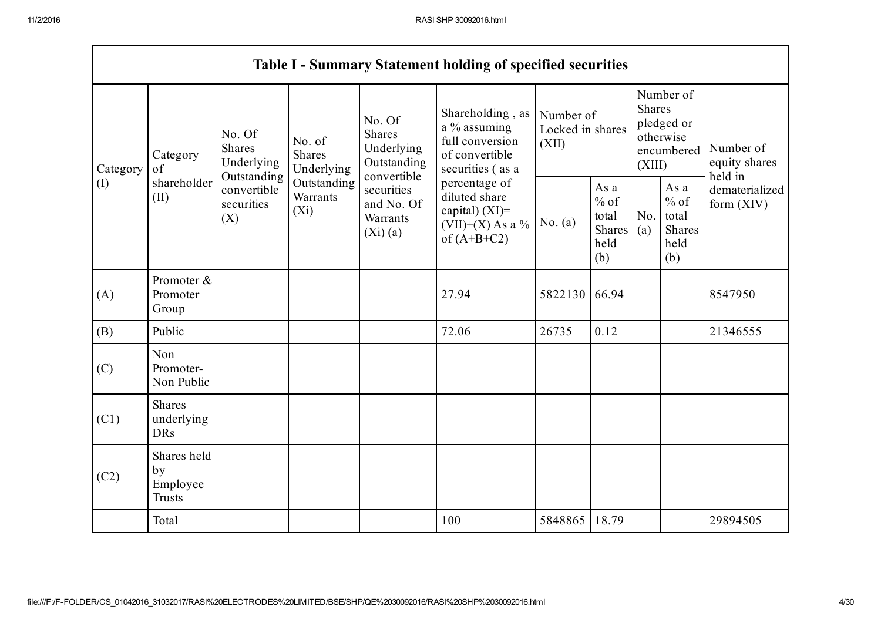| Table I - Summary Statement holding of specified securities | | | | | | | | | | | |
|---|---|---|---|---|---|---|---|---|---|---|---|
| Category (I) | Category of shareholder (II) | No. Of Shares Underlying Outstanding convertible securities (X) | No. of Shares Underlying Outstanding Warrants (Xi) | No. Of Shares Underlying Outstanding convertible securities and No. Of Warrants (Xi) (a) | Shareholding , as a % assuming full conversion of convertible securities ( as a percentage of diluted share capital) (XI)= (VII)+(X) As a % of (A+B+C2) | Number of Locked in shares (XII) | | Number of Shares pledged or otherwise encumbered (XIII) | | Number of equity shares held in dematerialized form (XIV) |
| | | | | | | No. (a) | As a % of total Shares held (b) | No. (a) | As a % of total Shares held (b) | |
| (A) | Promoter & Promoter Group | | | | 27.94 | 5822130 | 66.94 | | | 8547950 |
| (B) | Public | | | | 72.06 | 26735 | 0.12 | | | 21346555 |
| (C) | Non Promoter- Non Public | | | | | | | | | |
| (C1) | Shares underlying DRs | | | | | | | | | |
| (C2) | Shares held by Employee Trusts | | | | | | | | | |
| | Total | | | | 100 | 5848865 | 18.79 | | | 29894505 |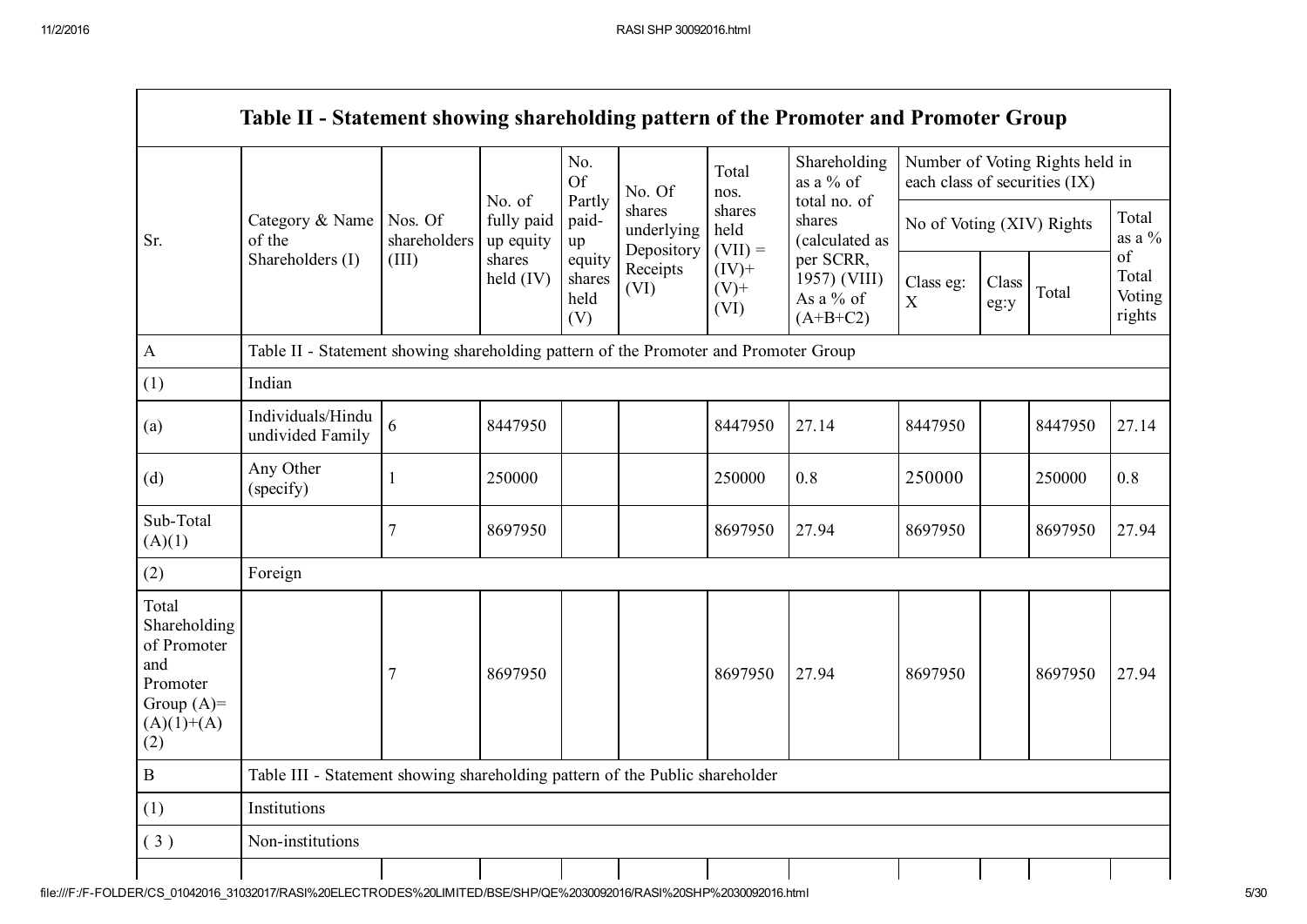| Table II - Statement showing shareholding pattern of the Promoter and Promoter Group | | | | | | | | | | | | |
|---|---|---|---|---|---|---|---|---|---|---|---|---|
| Sr. | Category & Name of the Shareholders (I) | Nos. Of shareholders (III) | No. of fully paid up equity shares held (IV) | No. Of Partly paid-up equity shares held (V) | No. Of shares underlying Depository Receipts (VI) | Total nos. shares held (VII) = (IV)+ (V)+ (VI) | Shareholding as a % of total no. of shares (calculated as per SCRR, 1957) (VIII) As a % of (A+B+C2) | Number of Voting Rights held in each class of securities (IX) | | | |
| | | | | | | | | No of Voting (XIV) Rights | | | Total as a % of Total Voting rights |
| | | | | | | | | Class eg: X | Class eg:y | Total | |
| A | Table II - Statement showing shareholding pattern of the Promoter and Promoter Group | | | | | | | | | | |
| (1) | Indian | | | | | | | | | | |
| (a) | Individuals/Hindu undivided Family | 6 | 8447950 | | | 8447950 | 27.14 | 8447950 | | 8447950 | 27.14 |
| (d) | Any Other (specify) | 1 | 250000 | | | 250000 | 0.8 | 250000 | | 250000 | 0.8 |
| Sub-Total (A)(1) | | 7 | 8697950 | | | 8697950 | 27.94 | 8697950 | | 8697950 | 27.94 |
| (2) | Foreign | | | | | | | | | | |
| Total Shareholding of Promoter and Promoter Group (A)=(A)(1)+(A)(2) | | 7 | 8697950 | | | 8697950 | 27.94 | 8697950 | | 8697950 | 27.94 |
| B | Table III - Statement showing shareholding pattern of the Public shareholder | | | | | | | | | | |
| (1) | Institutions | | | | | | | | | | |
| ( 3 ) | Non-institutions | | | | | | | | | | |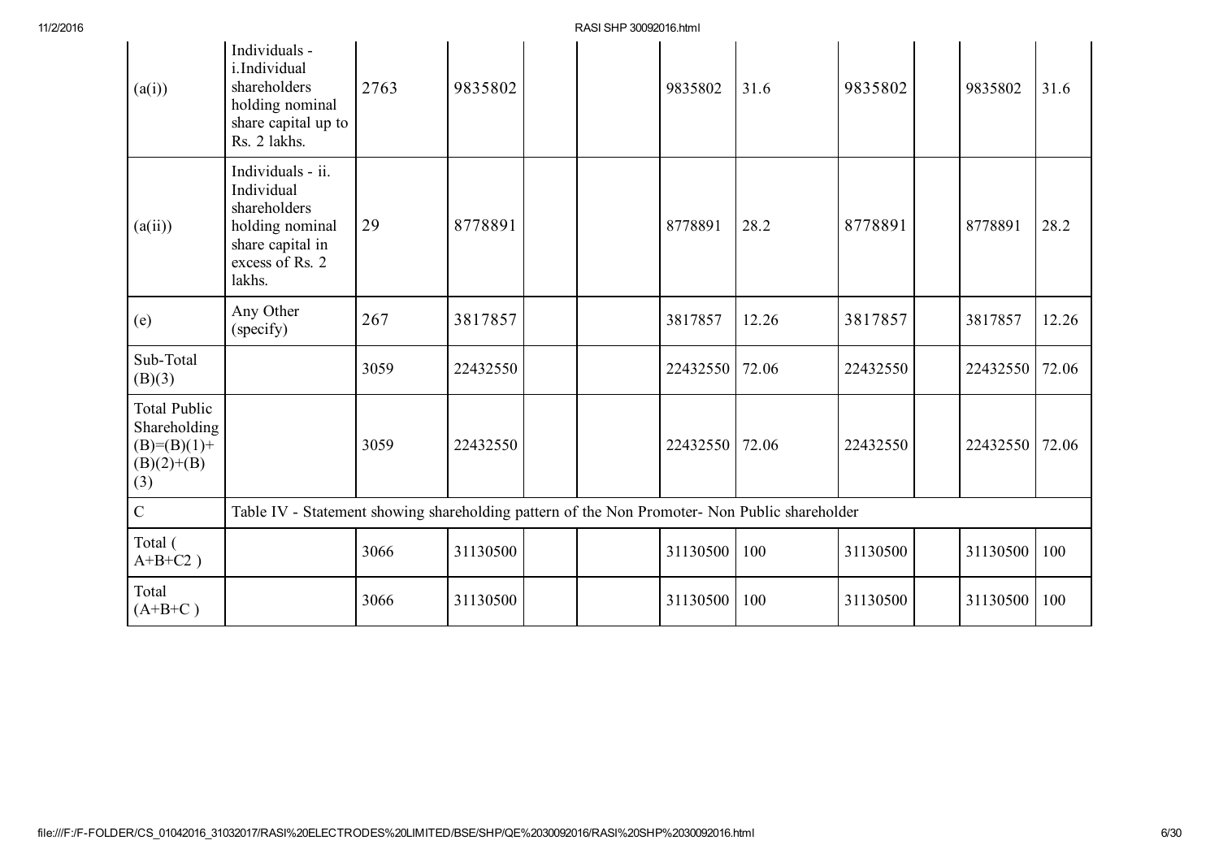| (a(i)) | Individuals - i.Individual shareholders holding nominal share capital up to Rs. 2 lakhs. | 2763 | 9835802 | | | 9835802 | 31.6 | 9835802 | | 9835802 | 31.6 |
|---|---|---|---|---|---|---|---|---|---|---|---|
| (a(ii)) | Individuals - ii. Individual shareholders holding nominal share capital in excess of Rs. 2 lakhs. | 29 | 8778891 | | | 8778891 | 28.2 | 8778891 | | 8778891 | 28.2 |
| (e) | Any Other (specify) | 267 | 3817857 | | | 3817857 | 12.26 | 3817857 | | 3817857 | 12.26 |
| Sub-Total (B)(3) | | 3059 | 22432550 | | | 22432550 | 72.06 | 22432550 | | 22432550 | 72.06 |
| Total Public Shareholding (B)=(B)(1)+(B)(2)+(B)(3) | | 3059 | 22432550 | | | 22432550 | 72.06 | 22432550 | | 22432550 | 72.06 |
| C | Table IV - Statement showing shareholding pattern of the Non Promoter- Non Public shareholder | | | | | | | | | | |
| Total ( A+B+C2 ) | | 3066 | 31130500 | | | 31130500 | 100 | 31130500 | | 31130500 | 100 |
| Total (A+B+C ) | | 3066 | 31130500 | | | 31130500 | 100 | 31130500 | | 31130500 | 100 |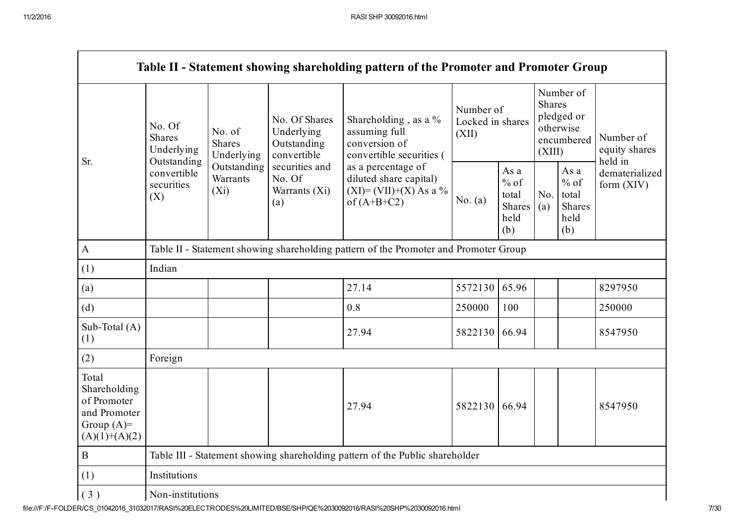| Table II - Statement showing shareholding pattern of the Promoter and Promoter Group | | | | | | | | | |
|---|---|---|---|---|---|---|---|---|---|
| Sr. | No. Of Shares Underlying Outstanding convertible securities (X) | No. of Shares Underlying Outstanding Warrants (Xi) | No. Of Shares Underlying Outstanding convertible securities and No. Of Warrants (Xi) (a) | Shareholding , as a % assuming full conversion of convertible securities ( as a percentage of diluted share capital) (XI)= (VII)+(X) As a % of (A+B+C2) | Number of Locked in shares (XII) | | Number of Shares pledged or otherwise encumbered (XIII) | | Number of equity shares held in dematerialized form (XIV) |
| | | | | | No. (a) | As a % of total Shares held (b) | No. (a) | As a % of total Shares held (b) | |
| A | Table II - Statement showing shareholding pattern of the Promoter and Promoter Group | | | | | | | | |
| (1) | Indian | | | | | | | | |
| (a) | | | | 27.14 | 5572130 | 65.96 | | | 8297950 |
| (d) | | | | 0.8 | 250000 | 100 | | | 250000 |
| Sub-Total (A) (1) | | | | 27.94 | 5822130 | 66.94 | | | 8547950 |
| (2) | Foreign | | | | | | | | |
| Total Shareholding of Promoter and Promoter Group (A)= (A)(1)+(A)(2) | | | | 27.94 | 5822130 | 66.94 | | | 8547950 |
| B | Table III - Statement showing shareholding pattern of the Public shareholder | | | | | | | | |
| (1) | Institutions | | | | | | | | |
| ( 3 ) | Non-institutions | | | | | | | | |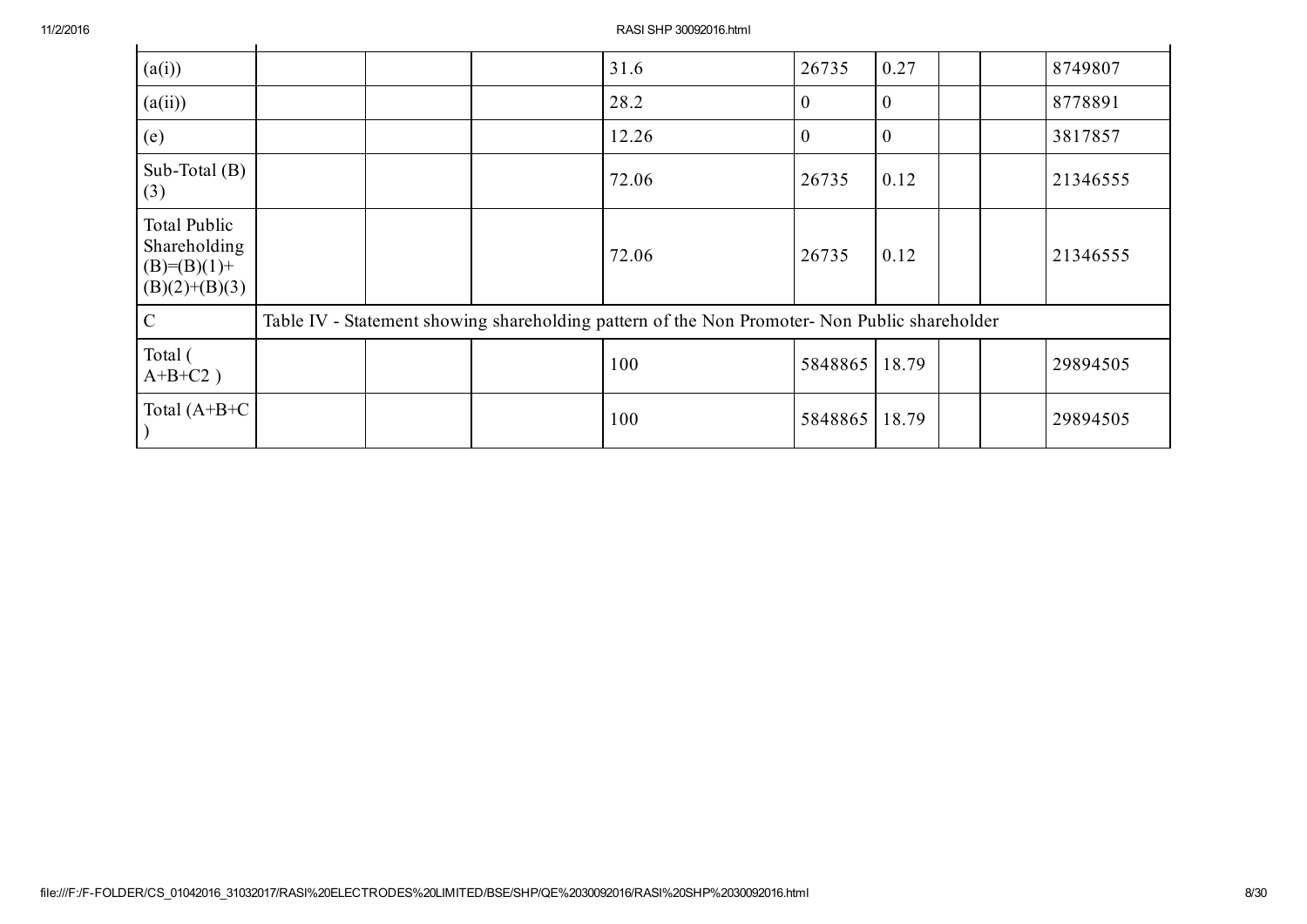| | | | | | | | | | |
|---|---|---|---|---|---|---|---|---|---|
| (a(i)) | | | | 31.6 | 26735 | 0.27 | | | 8749807 |
| (a(ii)) | | | | 28.2 | 0 | 0 | | | 8778891 |
| (e) | | | | 12.26 | 0 | 0 | | | 3817857 |
| Sub-Total (B)(3) | | | | 72.06 | 26735 | 0.12 | | | 21346555 |
| Total Public Shareholding (B)=(B)(1)+(B)(2)+(B)(3) | | | | 72.06 | 26735 | 0.12 | | | 21346555 |
| C | Table IV - Statement showing shareholding pattern of the Non Promoter- Non Public shareholder | | | | | | | | |
| Total ( A+B+C2 ) | | | | 100 | 5848865 | 18.79 | | | 29894505 |
| Total (A+B+C ) | | | | 100 | 5848865 | 18.79 | | | 29894505 |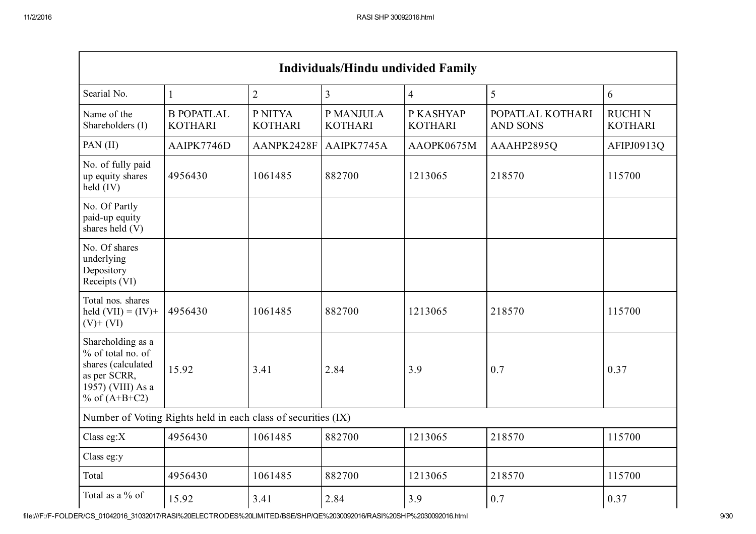| Individuals/Hindu undivided Family | | | | | | |
|---|---|---|---|---|---|---|
| Searial No. | 1 | 2 | 3 | 4 | 5 | 6 |
| Name of the Shareholders (I) | B POPATLAL KOTHARI | P NITYA KOTHARI | P MANJULA KOTHARI | P KASHYAP KOTHARI | POPATLAL KOTHARI AND SONS | RUCHI N KOTHARI |
| PAN (II) | AAIPK7746D | AANPK2428F | AAIPK7745A | AAOPK0675M | AAAHP2895Q | AFIPJ0913Q |
| No. of fully paid up equity shares held (IV) | 4956430 | 1061485 | 882700 | 1213065 | 218570 | 115700 |
| No. Of Partly paid-up equity shares held (V) | | | | | | |
| No. Of shares underlying Depository Receipts (VI) | | | | | | |
| Total nos. shares held (VII) = (IV)+ (V)+ (VI) | 4956430 | 1061485 | 882700 | 1213065 | 218570 | 115700 |
| Shareholding as a % of total no. of shares (calculated as per SCRR, 1957) (VIII) As a % of (A+B+C2) | 15.92 | 3.41 | 2.84 | 3.9 | 0.7 | 0.37 |
| Number of Voting Rights held in each class of securities (IX) | | | | | | |
| Class eg:X | 4956430 | 1061485 | 882700 | 1213065 | 218570 | 115700 |
| Class eg:y | | | | | | |
| Total | 4956430 | 1061485 | 882700 | 1213065 | 218570 | 115700 |
| Total as a % of | 15.92 | 3.41 | 2.84 | 3.9 | 0.7 | 0.37 |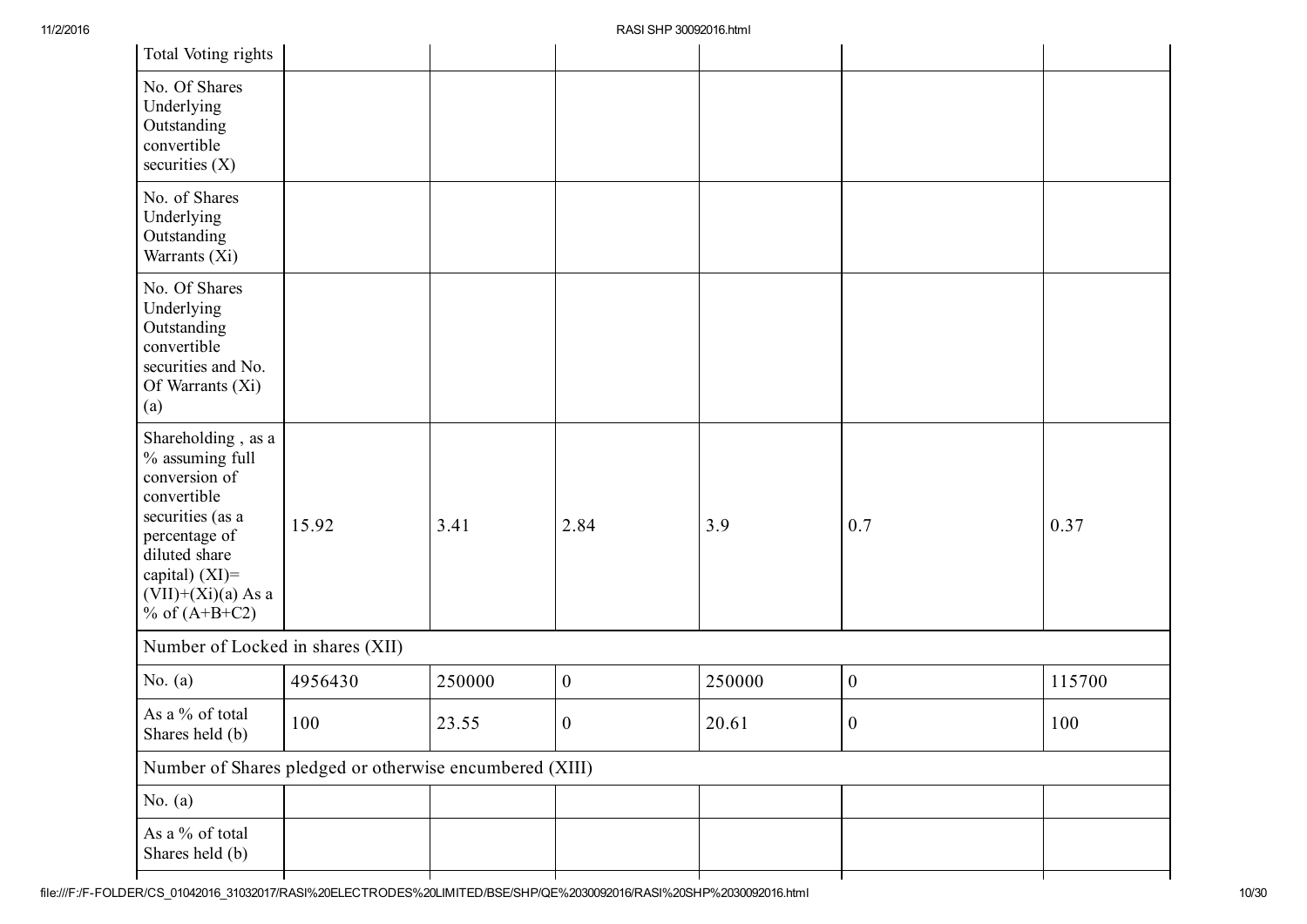| Total Voting rights | | | | | | |
|---|---|---|---|---|---|---|
| No. Of Shares Underlying Outstanding convertible securities (X) | | | | | | |
| No. of Shares Underlying Outstanding Warrants (Xi) | | | | | | |
| No. Of Shares Underlying Outstanding convertible securities and No. Of Warrants (Xi) (a) | | | | | | |
| Shareholding , as a % assuming full conversion of convertible securities (as a percentage of diluted share capital) (XI)= (VII)+(Xi)(a) As a % of (A+B+C2) | 15.92 | 3.41 | 2.84 | 3.9 | 0.7 | 0.37 |
| Number of Locked in shares (XII) | | | | | | |
| No. (a) | 4956430 | 250000 | 0 | 250000 | 0 | 115700 |
| As a % of total Shares held (b) | 100 | 23.55 | 0 | 20.61 | 0 | 100 |
| Number of Shares pledged or otherwise encumbered (XIII) | | | | | | |
| No. (a) | | | | | | |
| As a % of total Shares held (b) | | | | | | |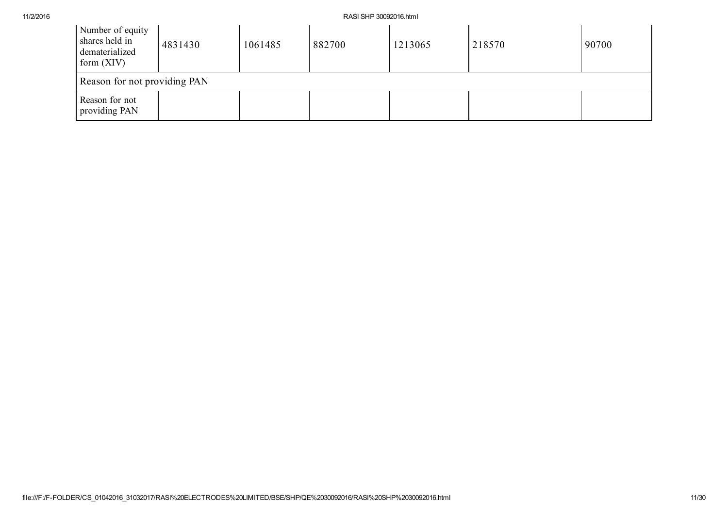| Number of equity shares held in dematerialized form (XIV) | 4831430 | 1061485 | 882700 | 1213065 | 218570 | 90700 |
|---|---|---|---|---|---|---|
| Reason for not providing PAN | | | | | | |
| Reason for not providing PAN | | | | | | |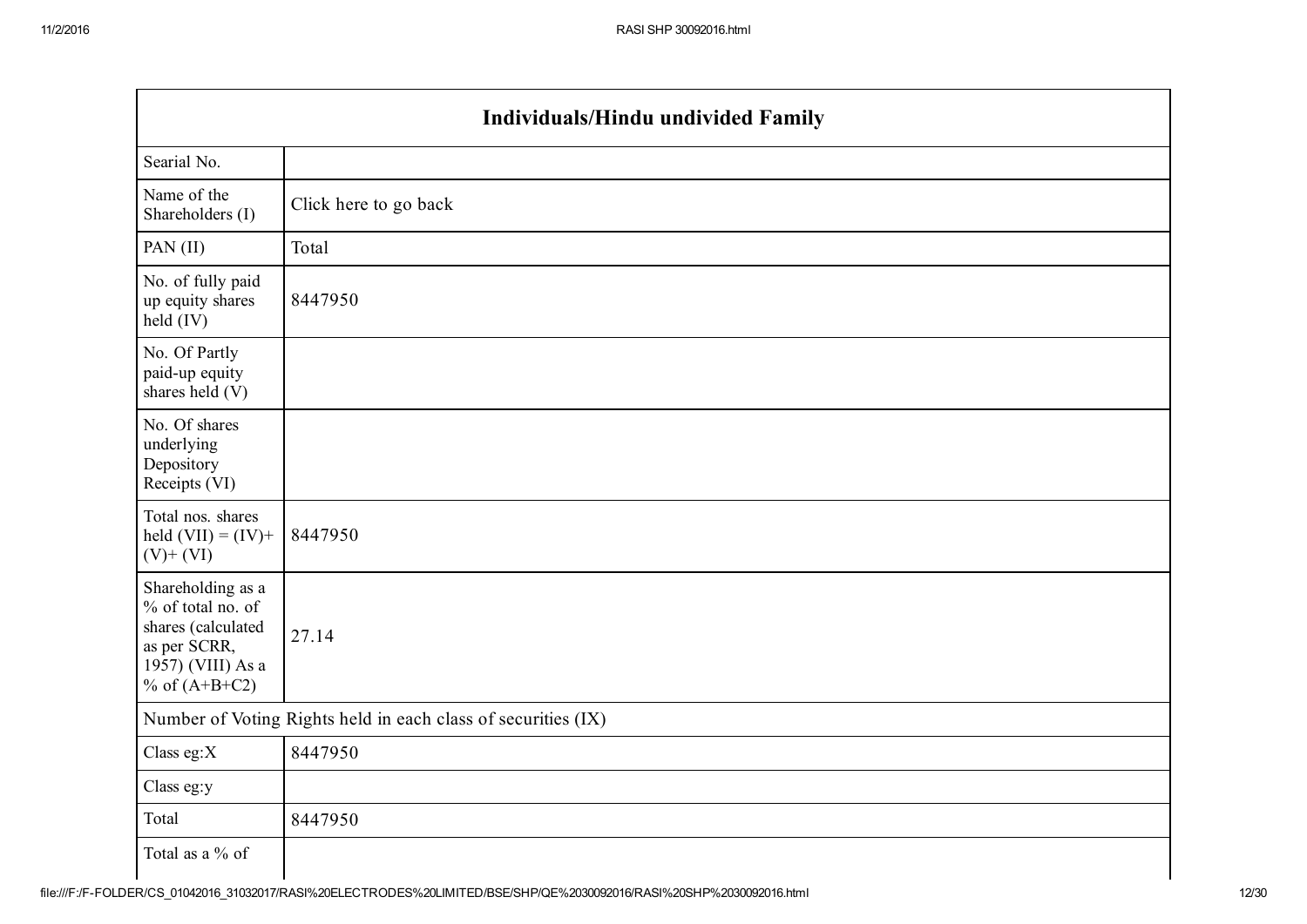| Individuals/Hindu undivided Family | |
|---|---|
| Searial No. | |
| Name of the Shareholders (I) | Click here to go back |
| PAN (II) | Total |
| No. of fully paid up equity shares held (IV) | 8447950 |
| No. Of Partly paid-up equity shares held (V) | |
| No. Of shares underlying Depository Receipts (VI) | |
| Total nos. shares held (VII) = (IV)+ (V)+ (VI) | 8447950 |
| Shareholding as a % of total no. of shares (calculated as per SCRR, 1957) (VIII) As a % of (A+B+C2) | 27.14 |
| Number of Voting Rights held in each class of securities (IX) | |
| Class eg:X | 8447950 |
| Class eg:y | |
| Total | 8447950 |
| Total as a % of | |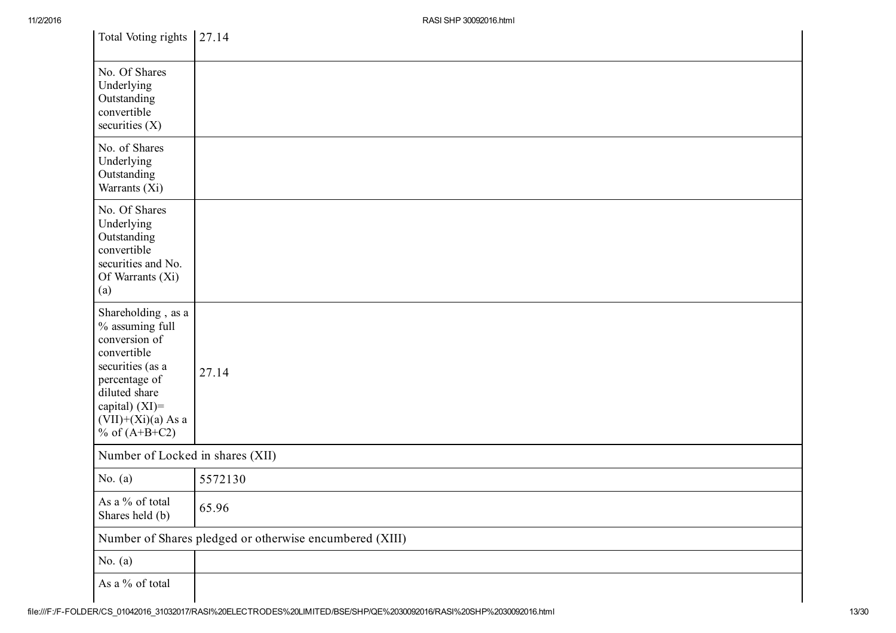| Total Voting rights | 27.14 |
|---|---|
| No. Of Shares Underlying Outstanding convertible securities (X) | |
| No. of Shares Underlying Outstanding Warrants (Xi) | |
| No. Of Shares Underlying Outstanding convertible securities and No. Of Warrants (Xi) (a) | |
| Shareholding , as a % assuming full conversion of convertible securities (as a percentage of diluted share capital) (XI)= (VII)+(Xi)(a) As a % of (A+B+C2) | 27.14 |
| Number of Locked in shares (XII) | |
| No. (a) | 5572130 |
| As a % of total Shares held (b) | 65.96 |
| Number of Shares pledged or otherwise encumbered (XIII) | |
| No. (a) | |
| As a % of total | |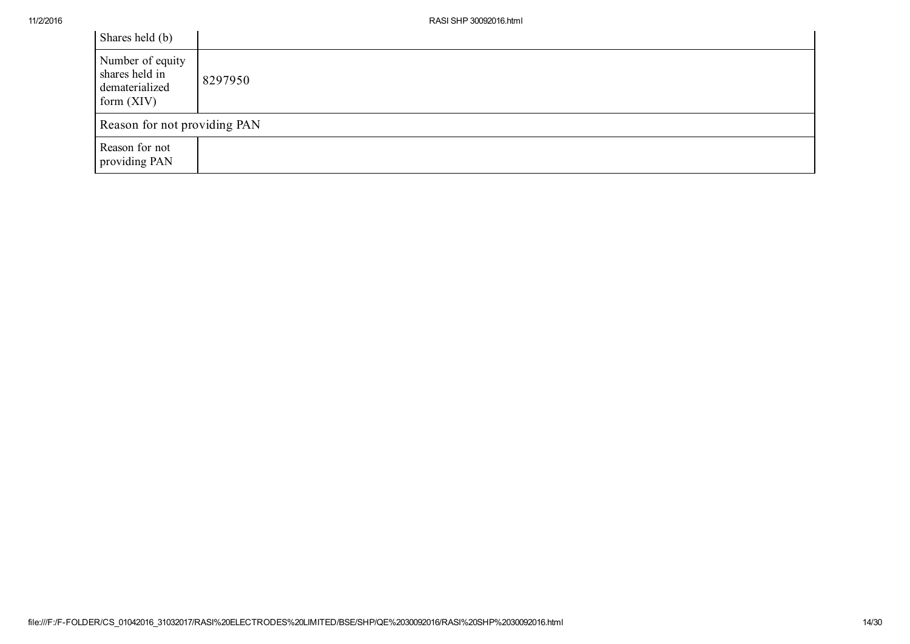| Shares held (b) | |
| --- | --- |
| Number of equity shares held in dematerialized form (XIV) | 8297950 |
| Reason for not providing PAN | |
| Reason for not providing PAN | |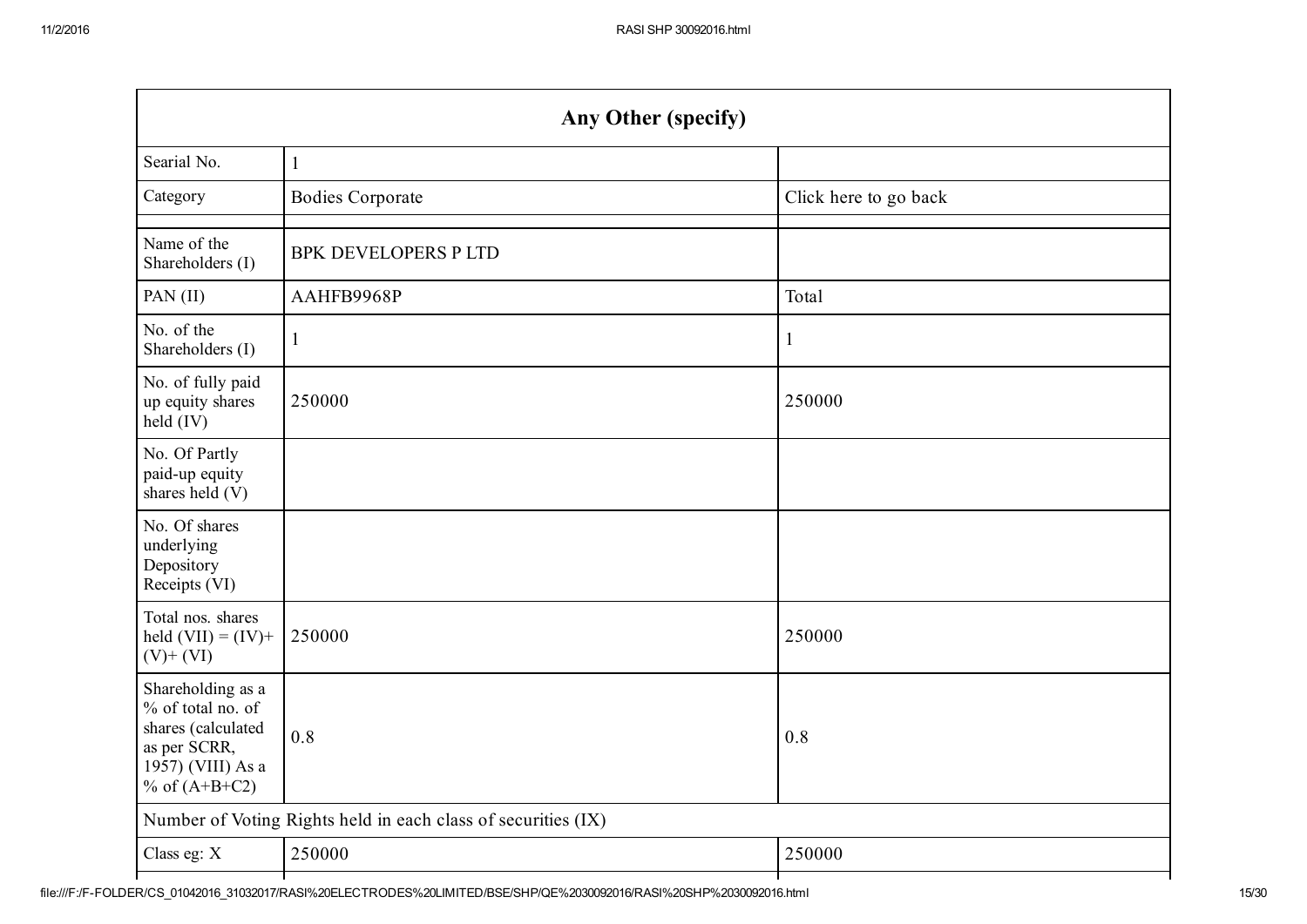| Any Other (specify) | | |
|---|---|---|
| Searial No. | 1 | |
| Category | Bodies Corporate | Click here to go back |
| | | |
| Name of the Shareholders (I) | BPK DEVELOPERS P LTD | |
| PAN (II) | AAHFB9968P | Total |
| No. of the Shareholders (I) | 1 | 1 |
| No. of fully paid up equity shares held (IV) | 250000 | 250000 |
| No. Of Partly paid-up equity shares held (V) | | |
| No. Of shares underlying Depository Receipts (VI) | | |
| Total nos. shares held (VII) = (IV)+ (V)+ (VI) | 250000 | 250000 |
| Shareholding as a % of total no. of shares (calculated as per SCRR, 1957) (VIII) As a % of (A+B+C2) | 0.8 | 0.8 |
| Number of Voting Rights held in each class of securities (IX) | | |
| Class eg: X | 250000 | 250000 |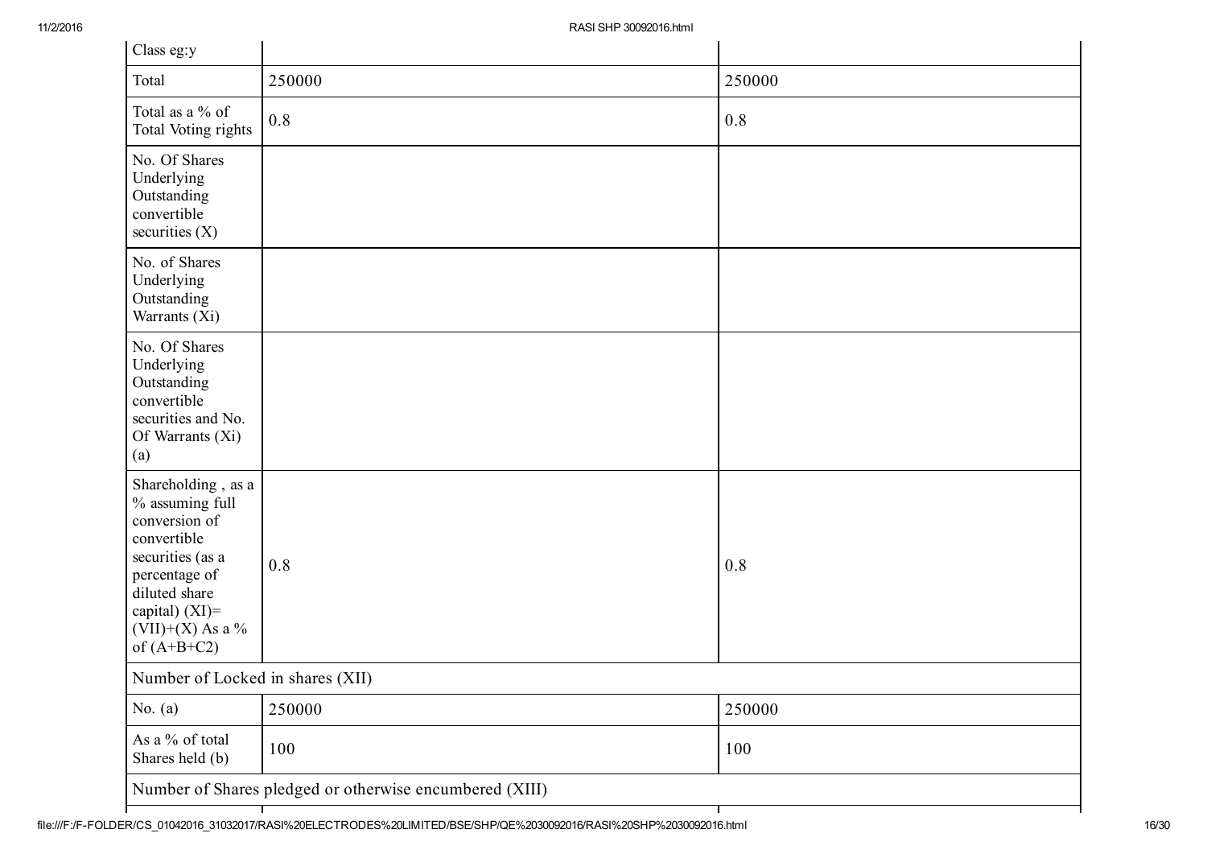| | | |
|---|---|---|
| Class eg:y | | |
| Total | 250000 | 250000 |
| Total as a % of Total Voting rights | 0.8 | 0.8 |
| No. Of Shares Underlying Outstanding convertible securities (X) | | |
| No. of Shares Underlying Outstanding Warrants (Xi) | | |
| No. Of Shares Underlying Outstanding convertible securities and No. Of Warrants (Xi) (a) | | |
| Shareholding , as a % assuming full conversion of convertible securities (as a percentage of diluted share capital) (XI)= (VII)+(X) As a % of (A+B+C2) | 0.8 | 0.8 |
| Number of Locked in shares (XII) | | |
| No. (a) | 250000 | 250000 |
| As a % of total Shares held (b) | 100 | 100 |
| Number of Shares pledged or otherwise encumbered (XIII) | | |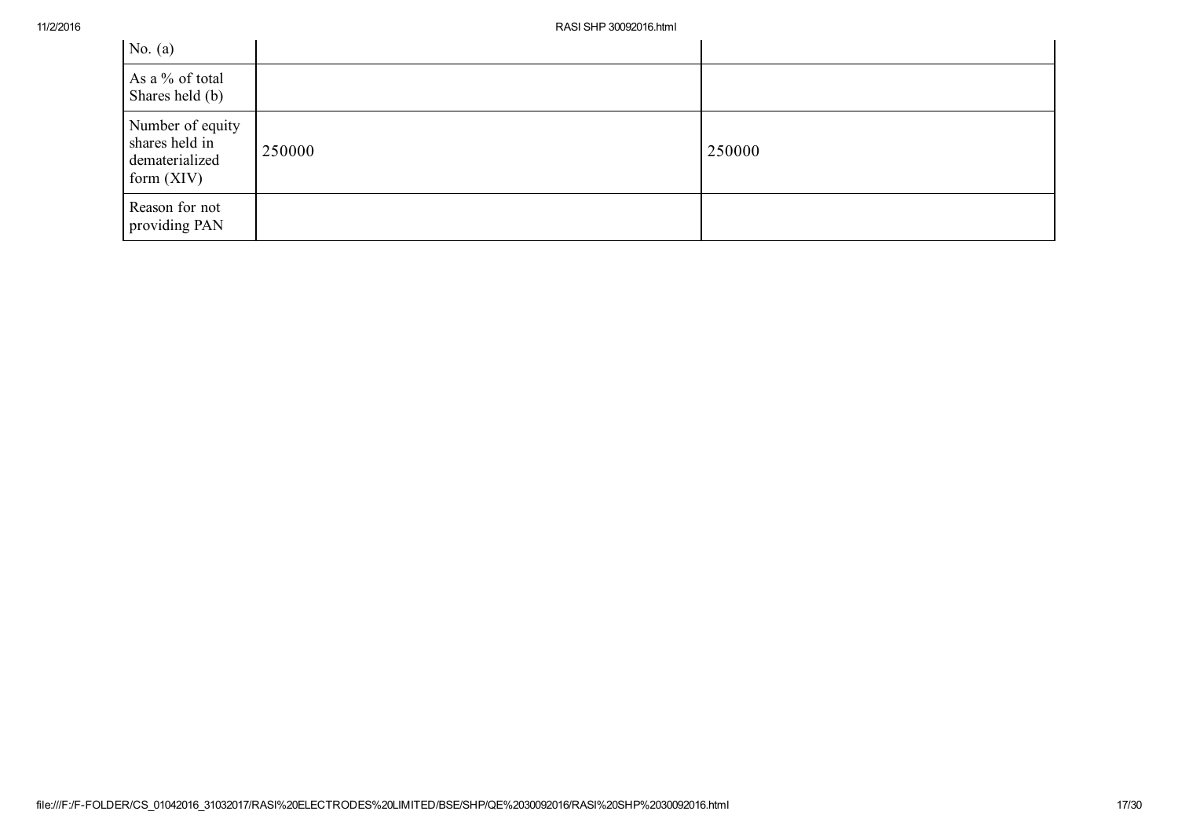| No. (a) | | |
|---|---|---|
| As a % of total Shares held (b) | | |
| Number of equity shares held in dematerialized form (XIV) | 250000 | 250000 |
| Reason for not providing PAN | | |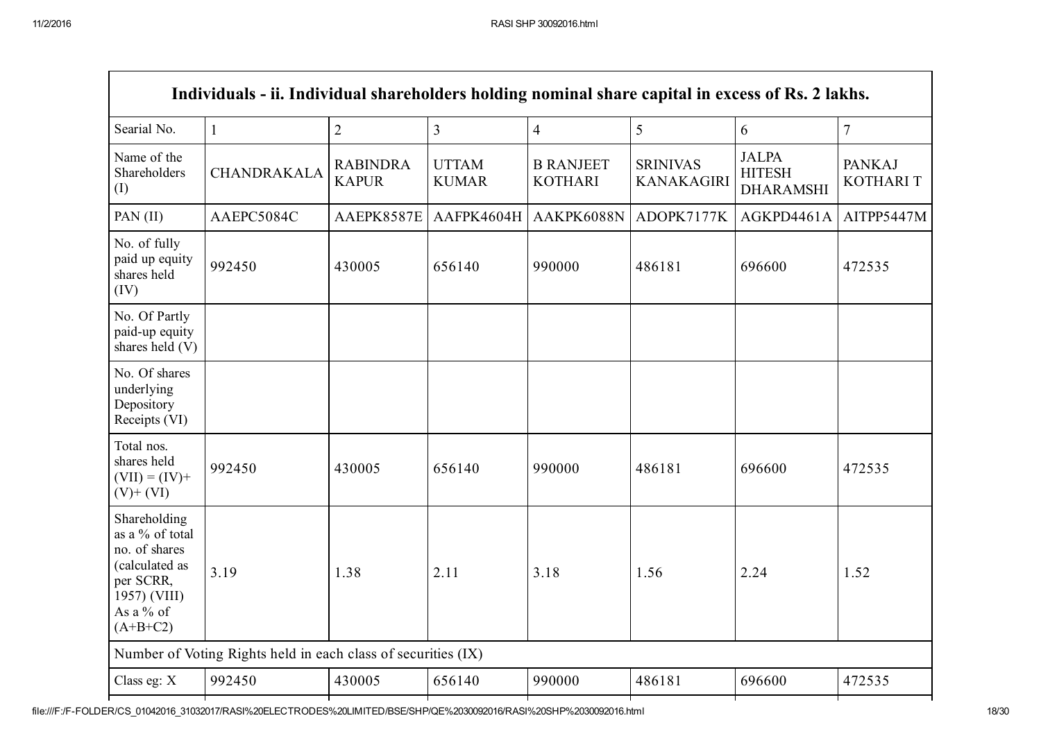| Individuals - ii. Individual shareholders holding nominal share capital in excess of Rs. 2 lakhs. | | | | | | | |
|---|---|---|---|---|---|---|---|
| Searial No. | 1 | 2 | 3 | 4 | 5 | 6 | 7 |
| Name of the Shareholders (I) | CHANDRAKALA | RABINDRA KAPUR | UTTAM KUMAR | B RANJEET KOTHARI | SRINIVAS KANAKAGIRI | JALPA HITESH DHARAMSHI | PANKAJ KOTHARI T |
| PAN (II) | AAEPC5084C | AAEPK8587E | AAFPK4604H | AAKPK6088N | ADOPK7177K | AGKPD4461A | AITPP5447M |
| No. of fully paid up equity shares held (IV) | 992450 | 430005 | 656140 | 990000 | 486181 | 696600 | 472535 |
| No. Of Partly paid-up equity shares held (V) | | | | | | | |
| No. Of shares underlying Depository Receipts (VI) | | | | | | | |
| Total nos. shares held (VII) = (IV)+ (V)+ (VI) | 992450 | 430005 | 656140 | 990000 | 486181 | 696600 | 472535 |
| Shareholding as a % of total no. of shares (calculated as per SCRR, 1957) (VIII) As a % of (A+B+C2) | 3.19 | 1.38 | 2.11 | 3.18 | 1.56 | 2.24 | 1.52 |
| Number of Voting Rights held in each class of securities (IX) | | | | | | | |
| Class eg: X | 992450 | 430005 | 656140 | 990000 | 486181 | 696600 | 472535 |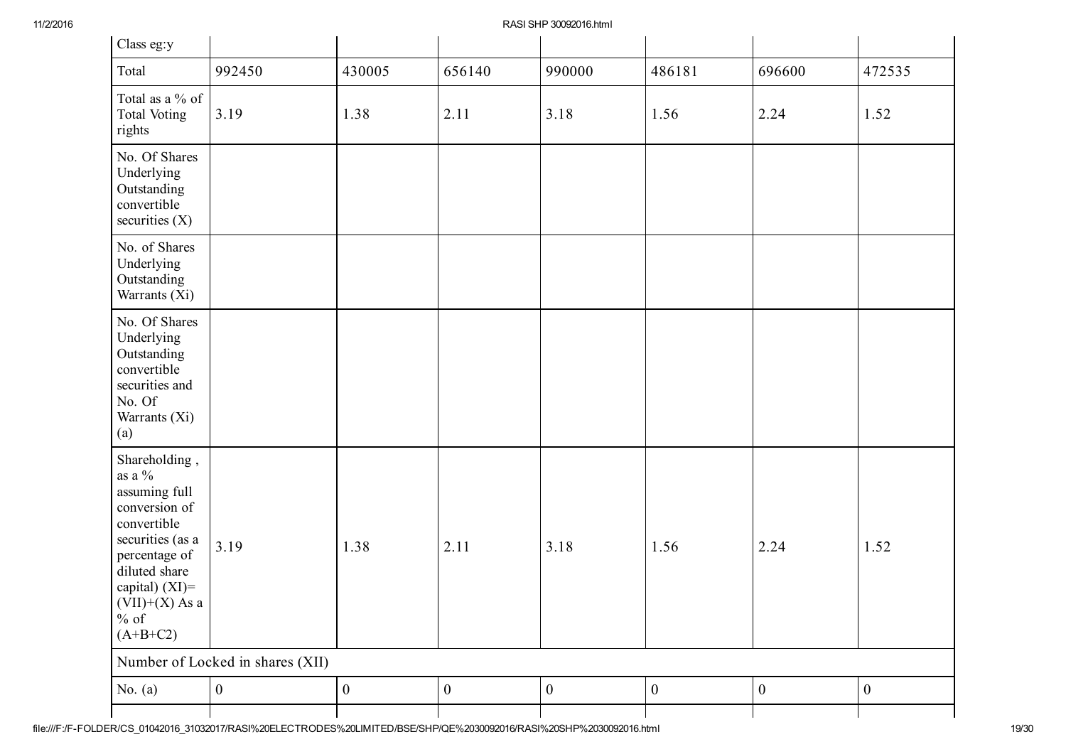| Class eg:y | | | | | | | |
|---|---|---|---|---|---|---|---|
| Total | 992450 | 430005 | 656140 | 990000 | 486181 | 696600 | 472535 |
| Total as a % of Total Voting rights | 3.19 | 1.38 | 2.11 | 3.18 | 1.56 | 2.24 | 1.52 |
| No. Of Shares Underlying Outstanding convertible securities (X) | | | | | | | |
| No. of Shares Underlying Outstanding Warrants (Xi) | | | | | | | |
| No. Of Shares Underlying Outstanding convertible securities and No. Of Warrants (Xi) (a) | | | | | | | |
| Shareholding , as a % assuming full conversion of convertible securities (as a percentage of diluted share capital) (XI)= (VII)+(X) As a % of (A+B+C2) | 3.19 | 1.38 | 2.11 | 3.18 | 1.56 | 2.24 | 1.52 |
| Number of Locked in shares (XII) | | | | | | | |
| No. (a) | 0 | 0 | 0 | 0 | 0 | 0 | 0 |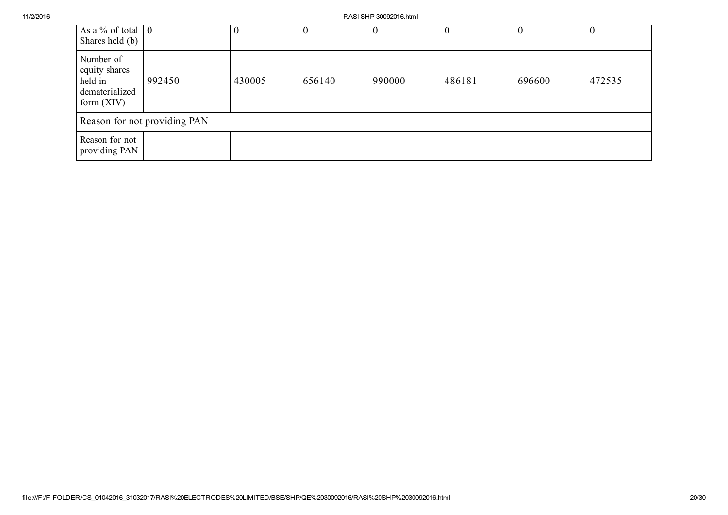| As a % of total Shares held (b) | 0 | 0 | 0 | 0 | 0 | 0 | 0 |
| --- | --- | --- | --- | --- | --- | --- | --- |
| Number of equity shares held in dematerialized form (XIV) | 992450 | 430005 | 656140 | 990000 | 486181 | 696600 | 472535 |
| Reason for not providing PAN | | | | | | | |
| Reason for not providing PAN | | | | | | | |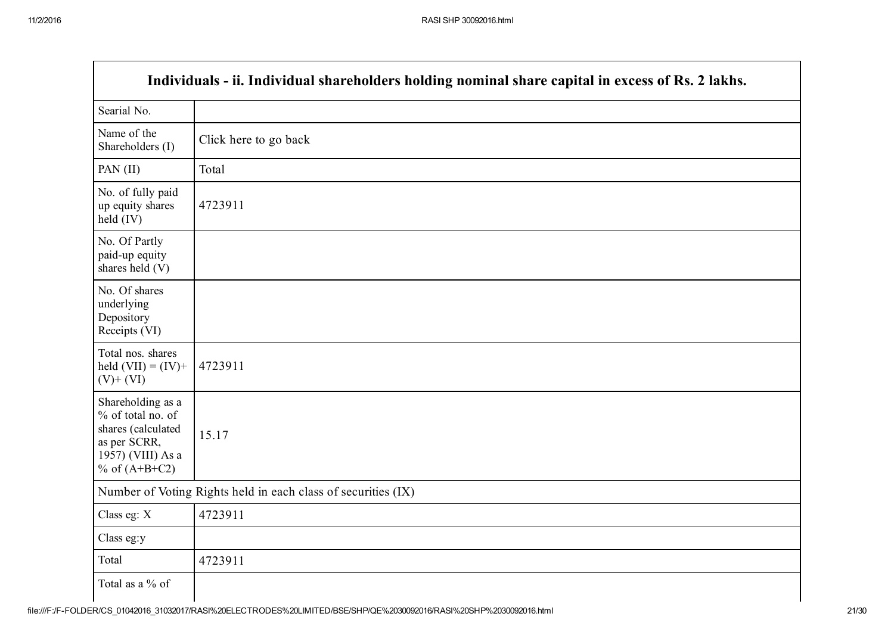| Individuals - ii. Individual shareholders holding nominal share capital in excess of Rs. 2 lakhs. | |
|---|---|
| Searial No. | |
| Name of the Shareholders (I) | Click here to go back |
| PAN (II) | Total |
| No. of fully paid up equity shares held (IV) | 4723911 |
| No. Of Partly paid-up equity shares held (V) | |
| No. Of shares underlying Depository Receipts (VI) | |
| Total nos. shares held (VII) = (IV)+ (V)+ (VI) | 4723911 |
| Shareholding as a % of total no. of shares (calculated as per SCRR, 1957) (VIII) As a % of (A+B+C2) | 15.17 |
| Number of Voting Rights held in each class of securities (IX) | |
| Class eg: X | 4723911 |
| Class eg:y | |
| Total | 4723911 |
| Total as a % of | |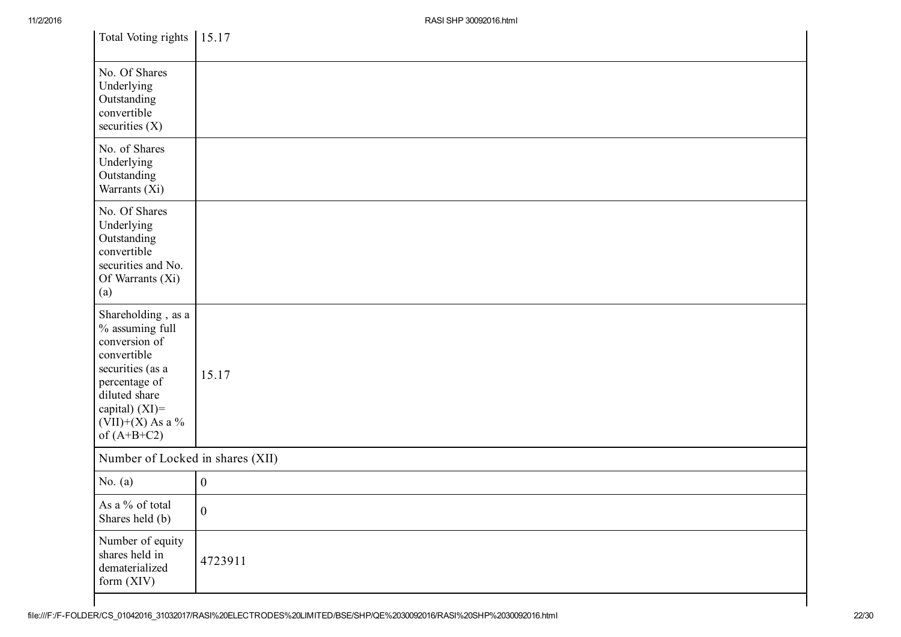| | |
|---|---|
| Total Voting rights | 15.17 |
| No. Of Shares Underlying Outstanding convertible securities (X) | |
| No. of Shares Underlying Outstanding Warrants (Xi) | |
| No. Of Shares Underlying Outstanding convertible securities and No. Of Warrants (Xi) (a) | |
| Shareholding , as a % assuming full conversion of convertible securities (as a percentage of diluted share capital) (XI)= (VII)+(X) As a % of (A+B+C2) | 15.17 |
| Number of Locked in shares (XII) | |
| No. (a) | 0 |
| As a % of total Shares held (b) | 0 |
| Number of equity shares held in dematerialized form (XIV) | 4723911 |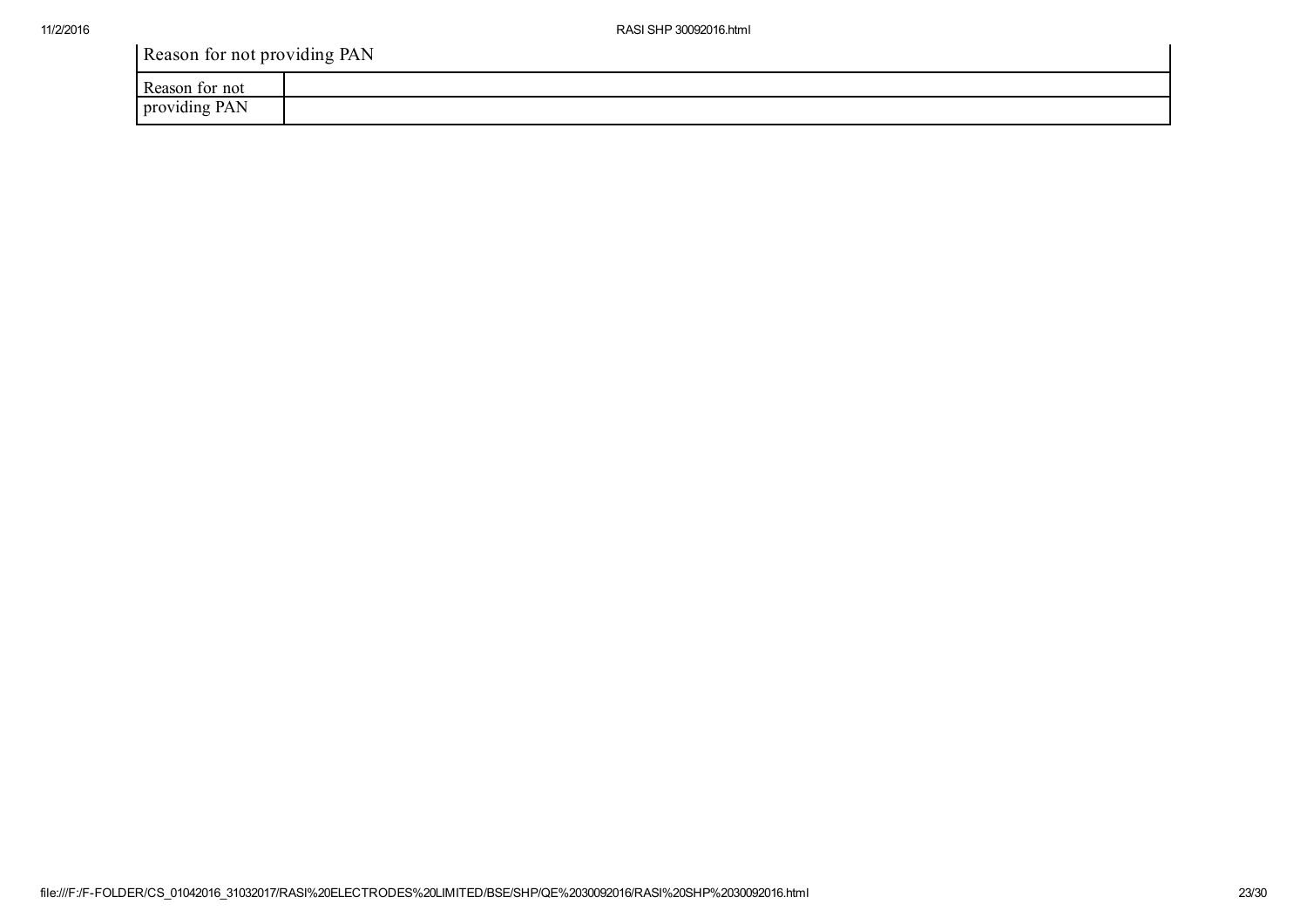| Reason for not providing PAN | |
|---|---|
| Reason for not providing PAN | |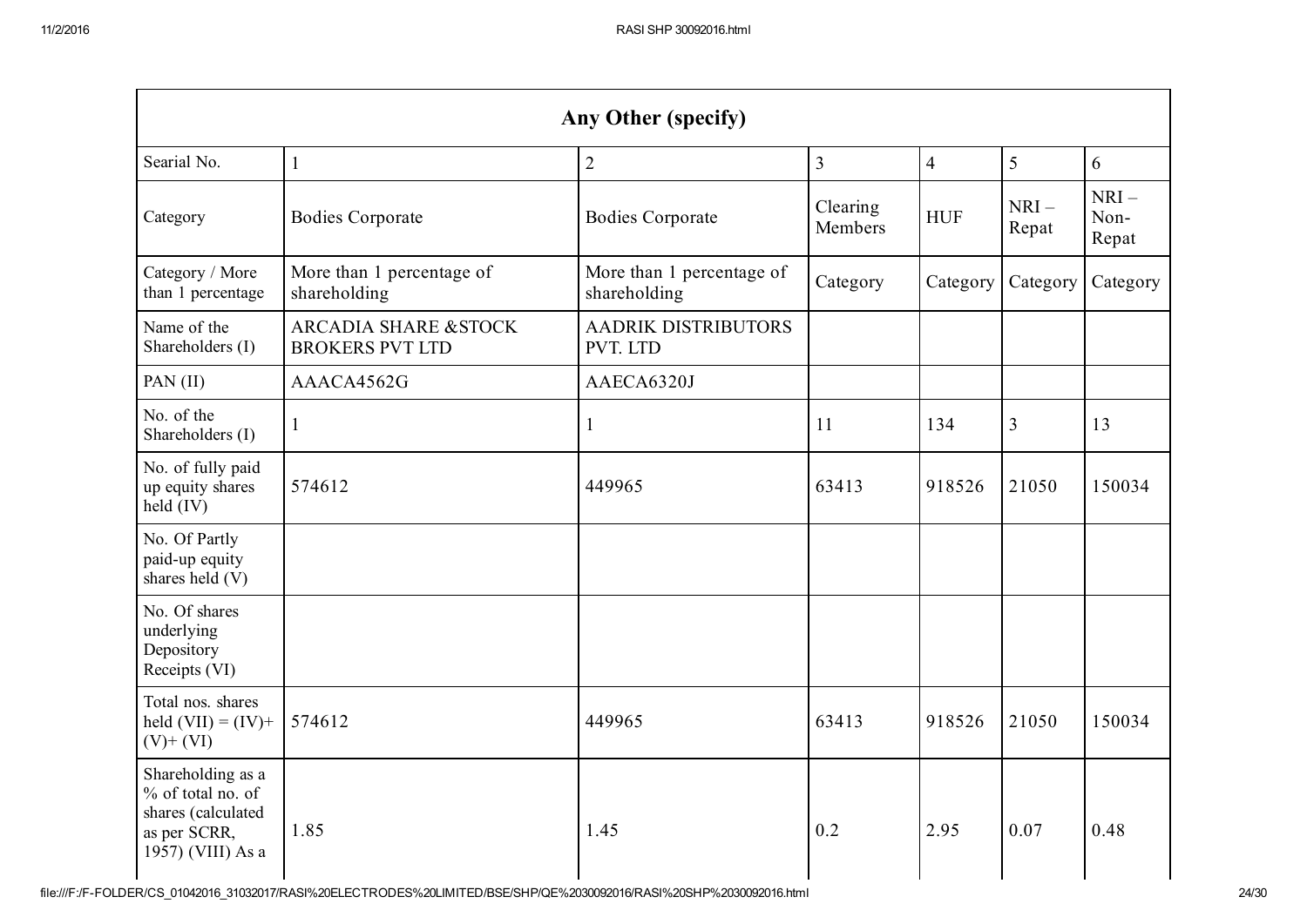| Any Other (specify) | | | | | | |
|---|---|---|---|---|---|---|
| Searial No. | 1 | 2 | 3 | 4 | 5 | 6 |
| Category | Bodies Corporate | Bodies Corporate | Clearing Members | HUF | NRI – Repat | NRI – Non-Repat |
| Category / More than 1 percentage | More than 1 percentage of shareholding | More than 1 percentage of shareholding | Category | Category | Category | Category |
| Name of the Shareholders (I) | ARCADIA SHARE &STOCK BROKERS PVT LTD | AADRIK DISTRIBUTORS PVT. LTD | | | | |
| PAN (II) | AAACA4562G | AAECA6320J | | | | |
| No. of the Shareholders (I) | 1 | 1 | 11 | 134 | 3 | 13 |
| No. of fully paid up equity shares held (IV) | 574612 | 449965 | 63413 | 918526 | 21050 | 150034 |
| No. Of Partly paid-up equity shares held (V) | | | | | | |
| No. Of shares underlying Depository Receipts (VI) | | | | | | |
| Total nos. shares held (VII) = (IV)+ (V)+ (VI) | 574612 | 449965 | 63413 | 918526 | 21050 | 150034 |
| Shareholding as a % of total no. of shares (calculated as per SCRR, 1957) (VIII) As a | 1.85 | 1.45 | 0.2 | 2.95 | 0.07 | 0.48 |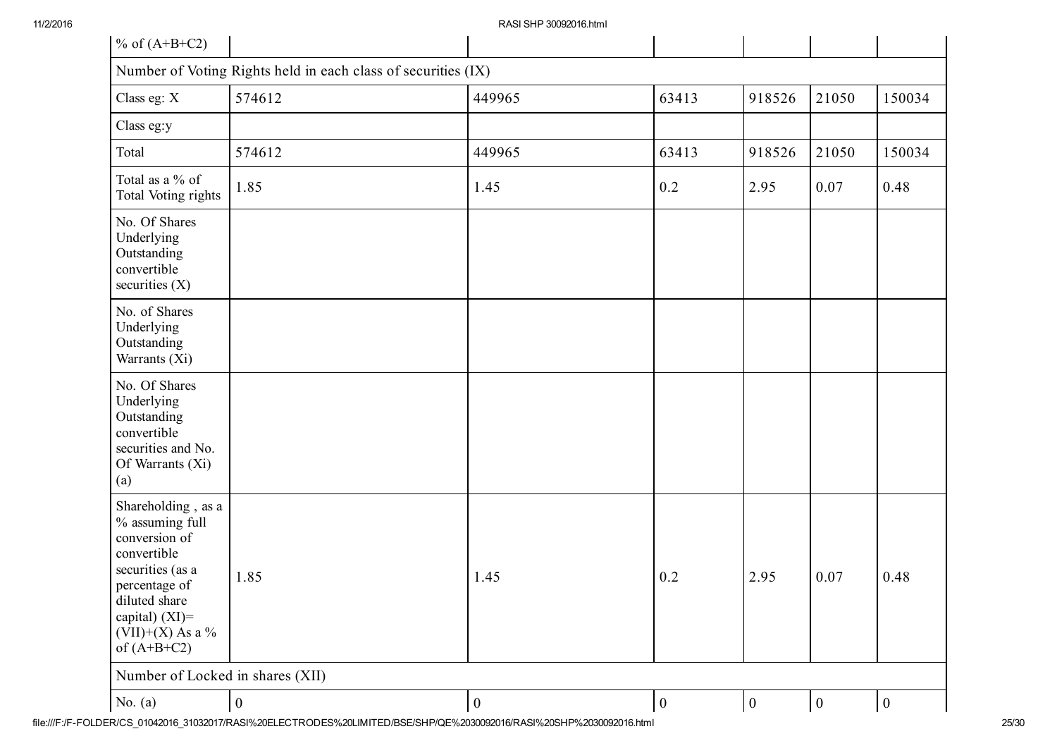| % of (A+B+C2) | | | | | | |
|---|---|---|---|---|---|---|
| Number of Voting Rights held in each class of securities (IX) | | | | | | |
| Class eg: X | 574612 | 449965 | 63413 | 918526 | 21050 | 150034 |
| Class eg:y | | | | | | |
| Total | 574612 | 449965 | 63413 | 918526 | 21050 | 150034 |
| Total as a % of Total Voting rights | 1.85 | 1.45 | 0.2 | 2.95 | 0.07 | 0.48 |
| No. Of Shares Underlying Outstanding convertible securities (X) | | | | | | |
| No. of Shares Underlying Outstanding Warrants (Xi) | | | | | | |
| No. Of Shares Underlying Outstanding convertible securities and No. Of Warrants (Xi) (a) | | | | | | |
| Shareholding , as a % assuming full conversion of convertible securities (as a percentage of diluted share capital) (XI)= (VII)+(X) As a % of (A+B+C2) | 1.85 | 1.45 | 0.2 | 2.95 | 0.07 | 0.48 |
| Number of Locked in shares (XII) | | | | | | |
| No. (a) | 0 | 0 | 0 | 0 | 0 | 0 |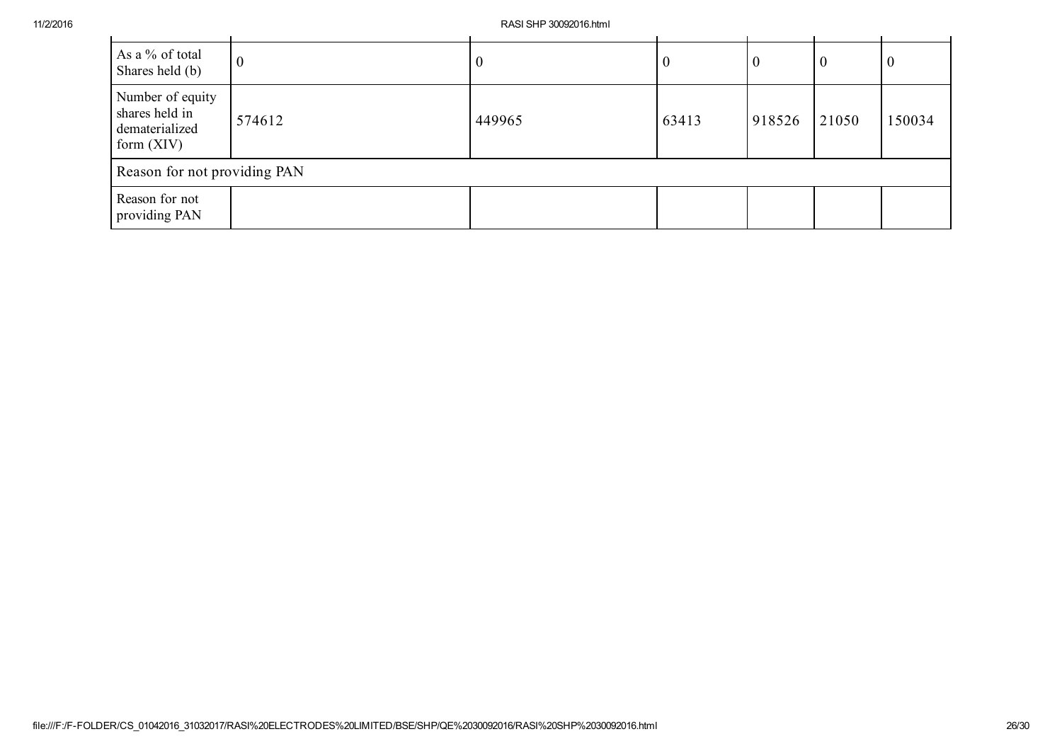| | | | | | | |
|---|---|---|---|---|---|---|
| As a % of total Shares held (b) | 0 | 0 | 0 | 0 | 0 | 0 |
| Number of equity shares held in dematerialized form (XIV) | 574612 | 449965 | 63413 | 918526 | 21050 | 150034 |
| Reason for not providing PAN | | | | | | |
| Reason for not providing PAN | | | | | | |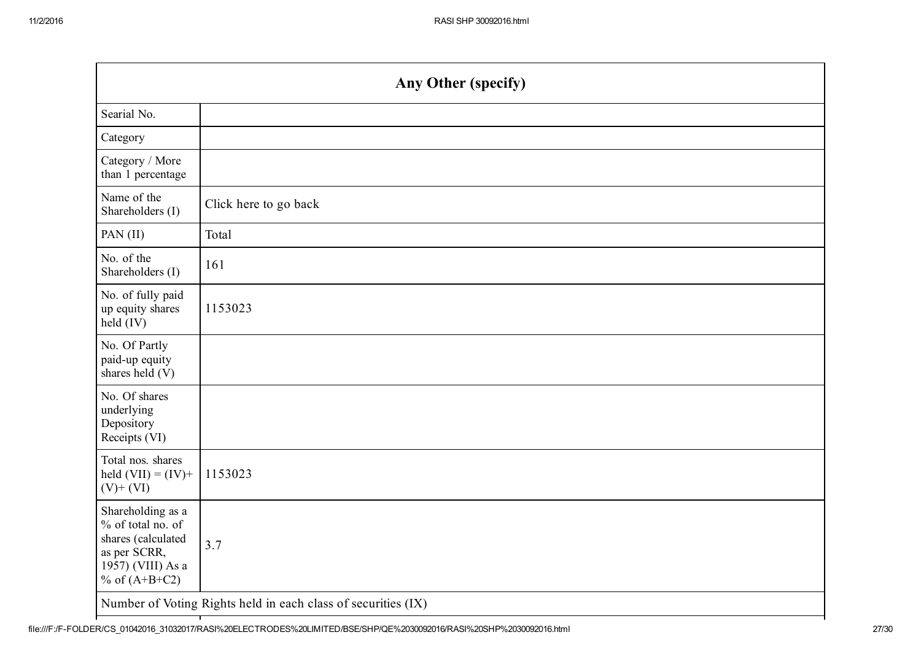| Any Other (specify) | |
|---|---|
| Searial No. | |
| Category | |
| Category / More than 1 percentage | |
| Name of the Shareholders (I) | Click here to go back |
| PAN (II) | Total |
| No. of the Shareholders (I) | 161 |
| No. of fully paid up equity shares held (IV) | 1153023 |
| No. Of Partly paid-up equity shares held (V) | |
| No. Of shares underlying Depository Receipts (VI) | |
| Total nos. shares held (VII) = (IV)+ (V)+ (VI) | 1153023 |
| Shareholding as a % of total no. of shares (calculated as per SCRR, 1957) (VIII) As a % of (A+B+C2) | 3.7 |
| Number of Voting Rights held in each class of securities (IX) | |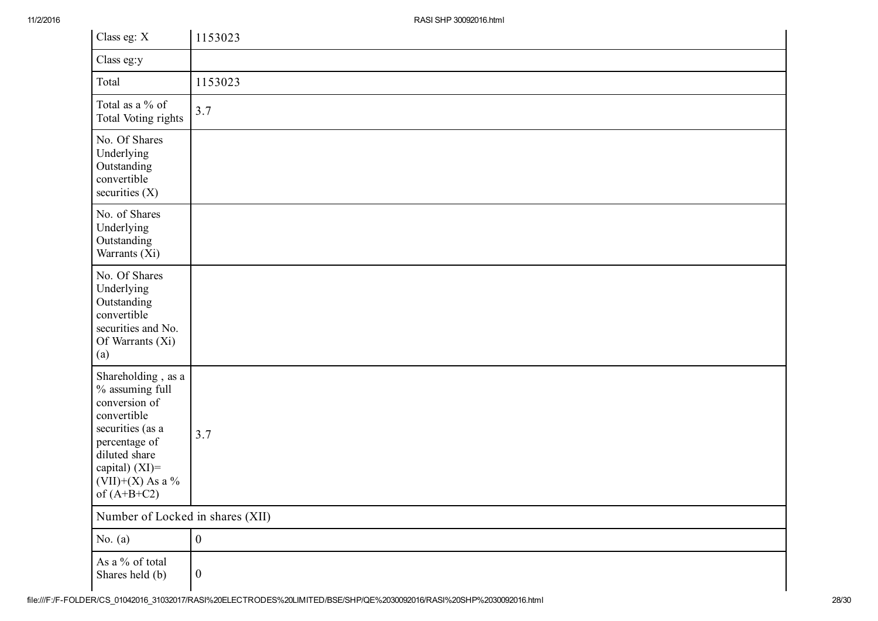| Class eg: X | 1153023 |
|---|---|
| Class eg:y | |
| Total | 1153023 |
| Total as a % of Total Voting rights | 3.7 |
| No. Of Shares Underlying Outstanding convertible securities (X) | |
| No. of Shares Underlying Outstanding Warrants (Xi) | |
| No. Of Shares Underlying Outstanding convertible securities and No. Of Warrants (Xi) (a) | |
| Shareholding , as a % assuming full conversion of convertible securities (as a percentage of diluted share capital) (XI)= (VII)+(X) As a % of (A+B+C2) | 3.7 |
| Number of Locked in shares (XII) | |
| No. (a) | 0 |
| As a % of total Shares held (b) | 0 |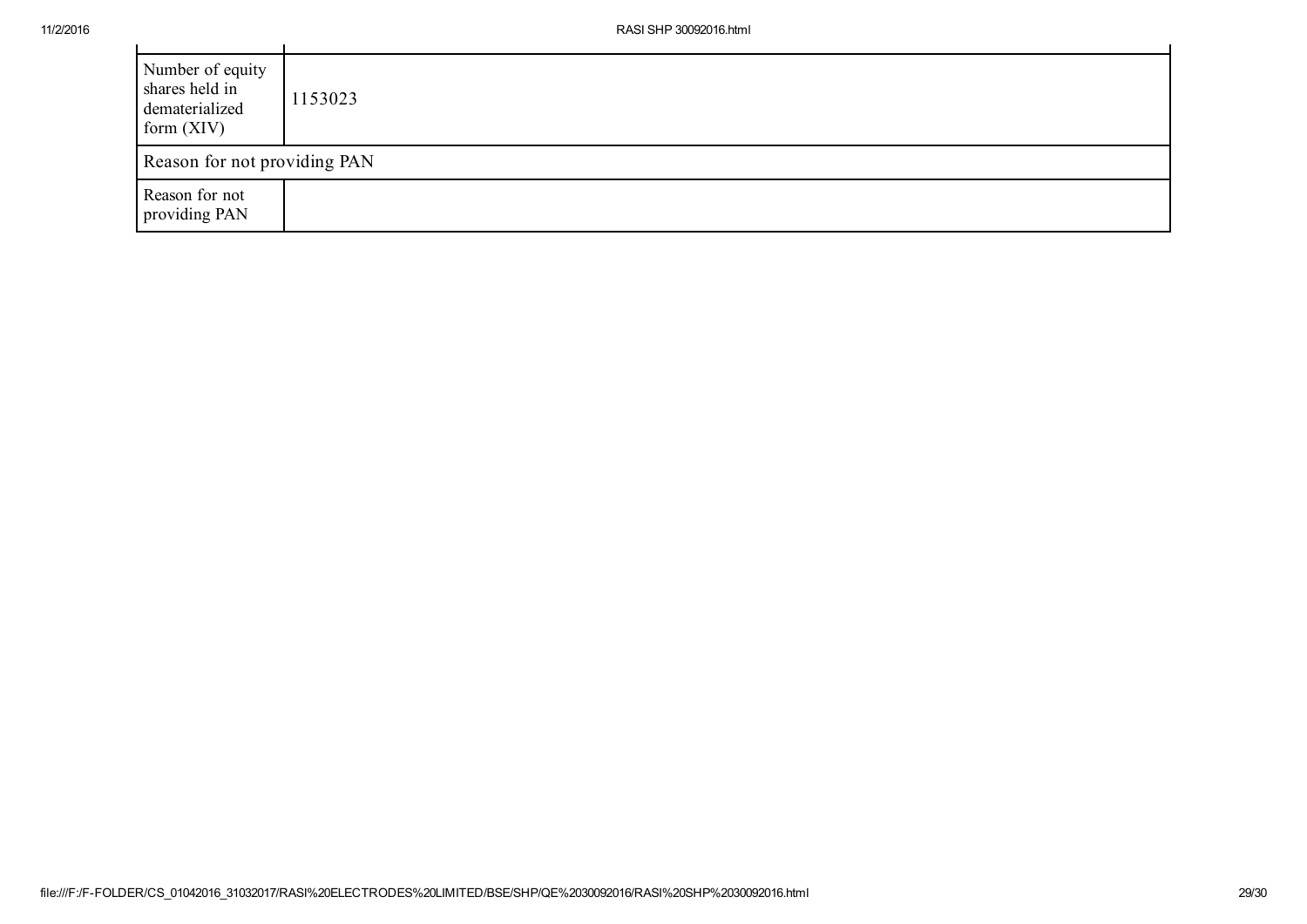| | |
|---|---|
| Number of equity shares held in dematerialized form (XIV) | 1153023 |
| Reason for not providing PAN | |
| Reason for not providing PAN | |